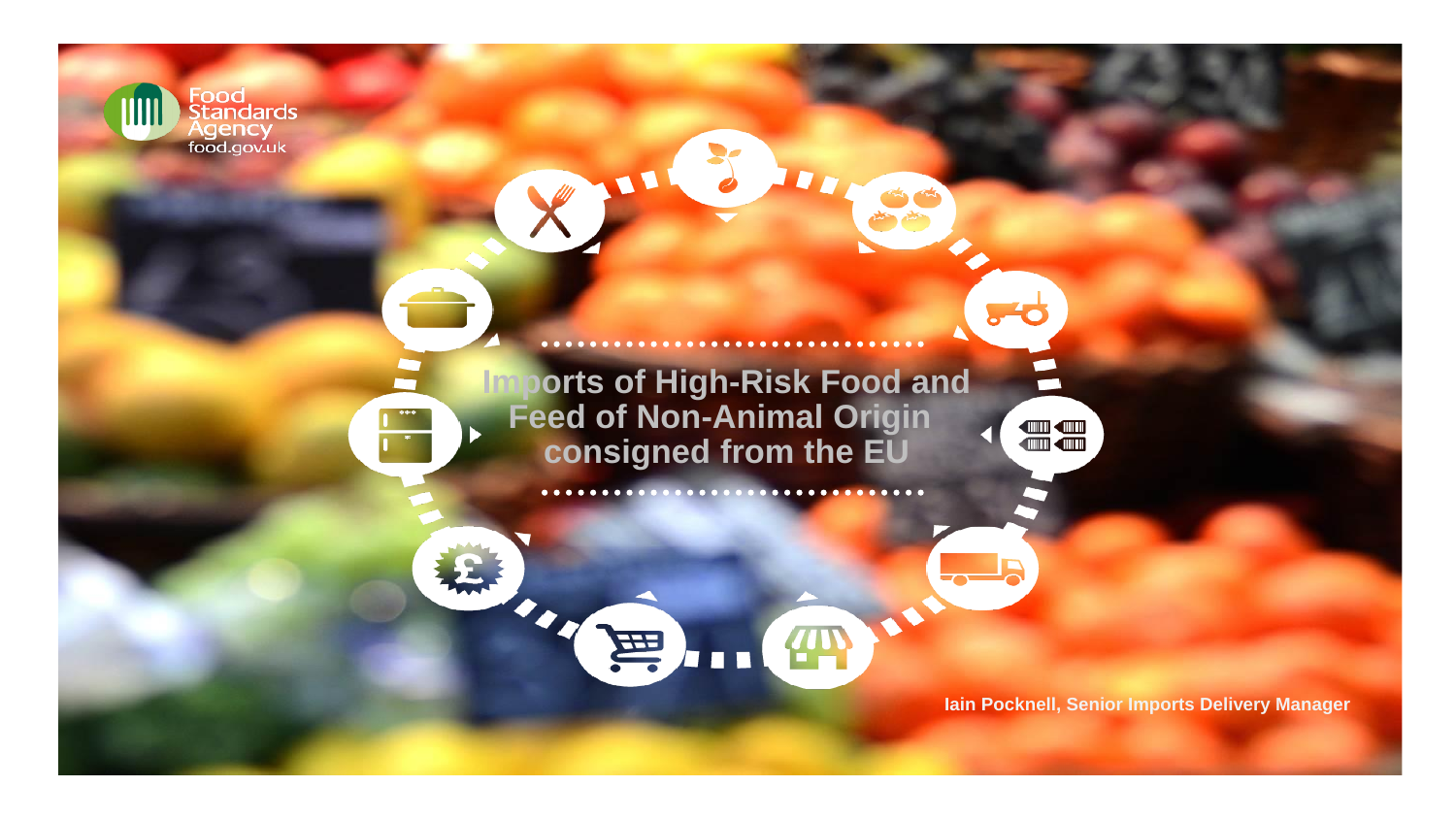Food Standards Agency
food.gov.uk

# Imports of High-Risk Food and Feed of Non-Animal Origin consigned from the EU

**Iain Pocknell, Senior Imports Delivery Manager**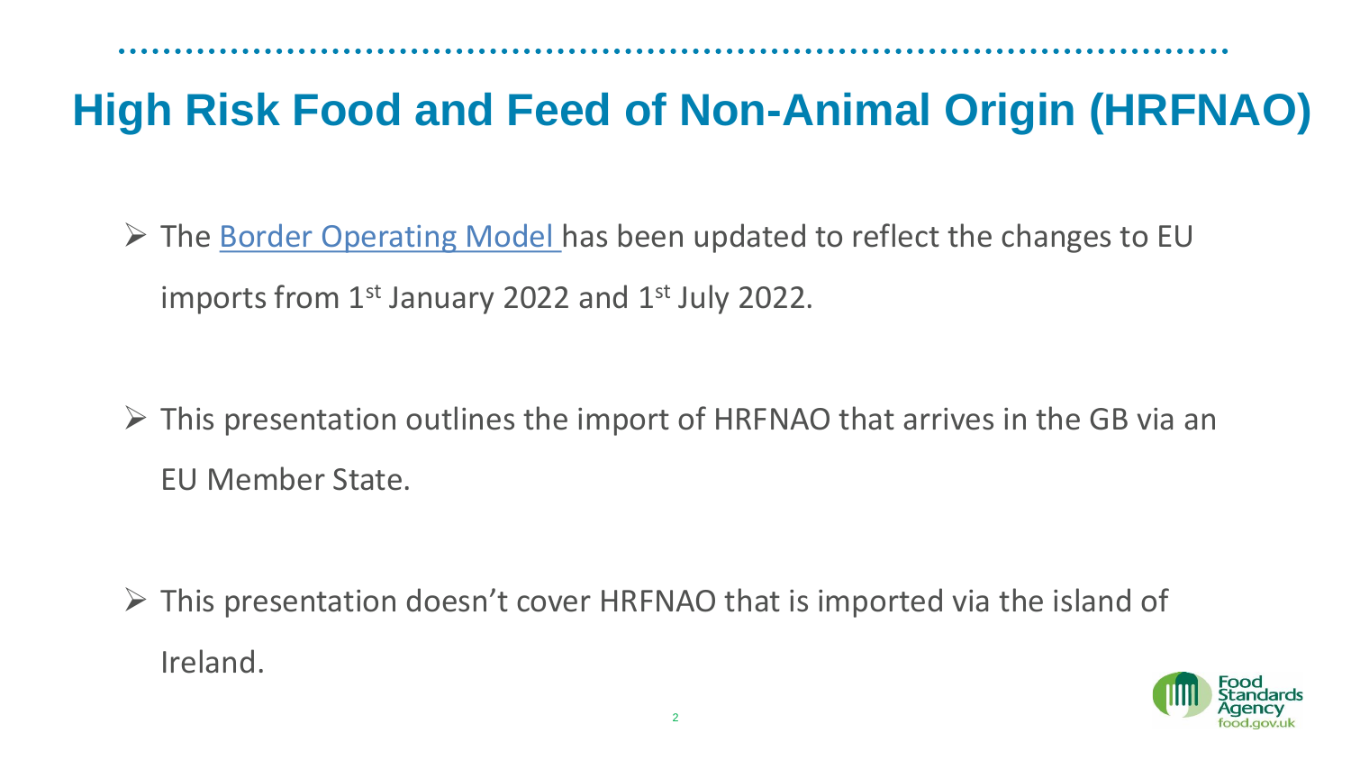# High Risk Food and Feed of Non-Animal Origin (HRFNAO)

- The Border Operating Model has been updated to reflect the changes to EU imports from 1st January 2022 and 1st July 2022.

- This presentation outlines the import of HRFNAO that arrives in the GB via an EU Member State.

- This presentation doesn't cover HRFNAO that is imported via the island of Ireland.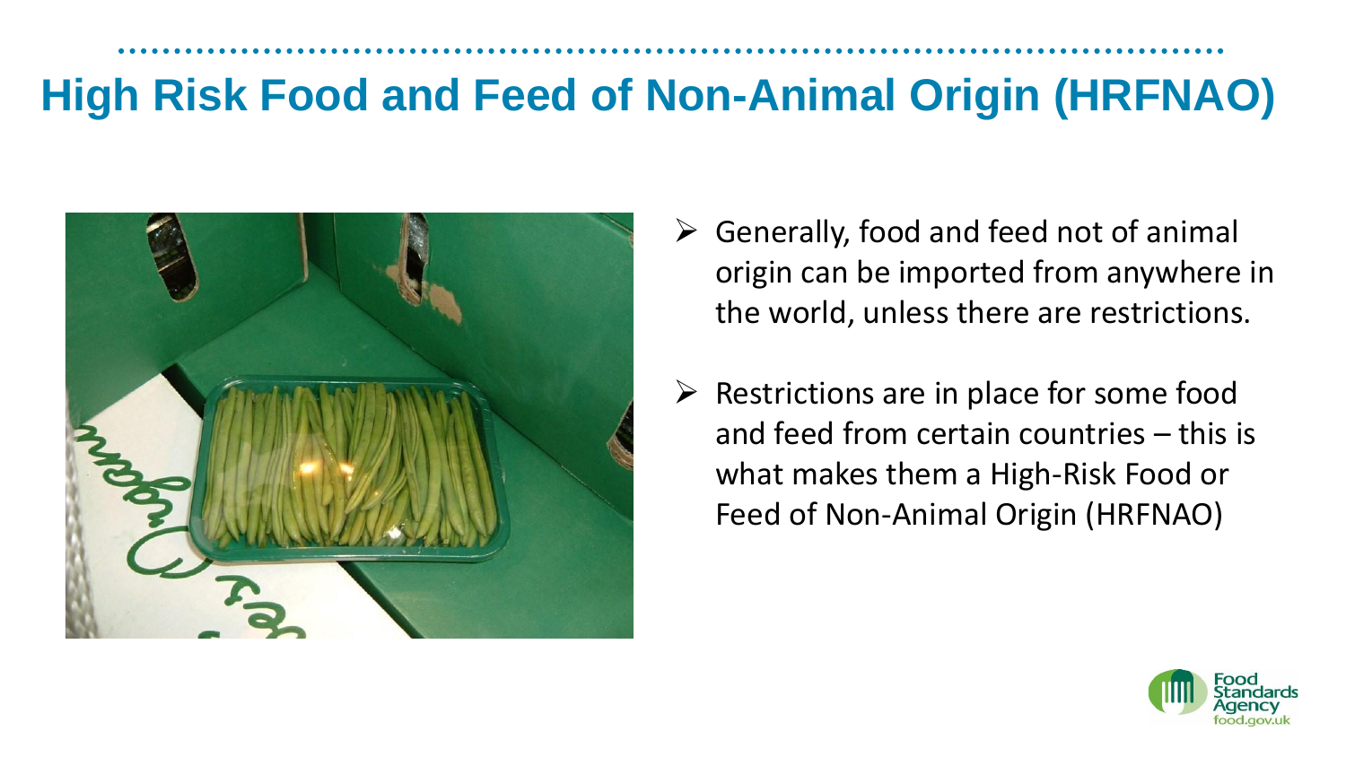# High Risk Food and Feed of Non-Animal Origin (HRFNAO)

- Generally, food and feed not of animal origin can be imported from anywhere in the world, unless there are restrictions.
- Restrictions are in place for some food and feed from certain countries – this is what makes them a High-Risk Food or Feed of Non-Animal Origin (HRFNAO)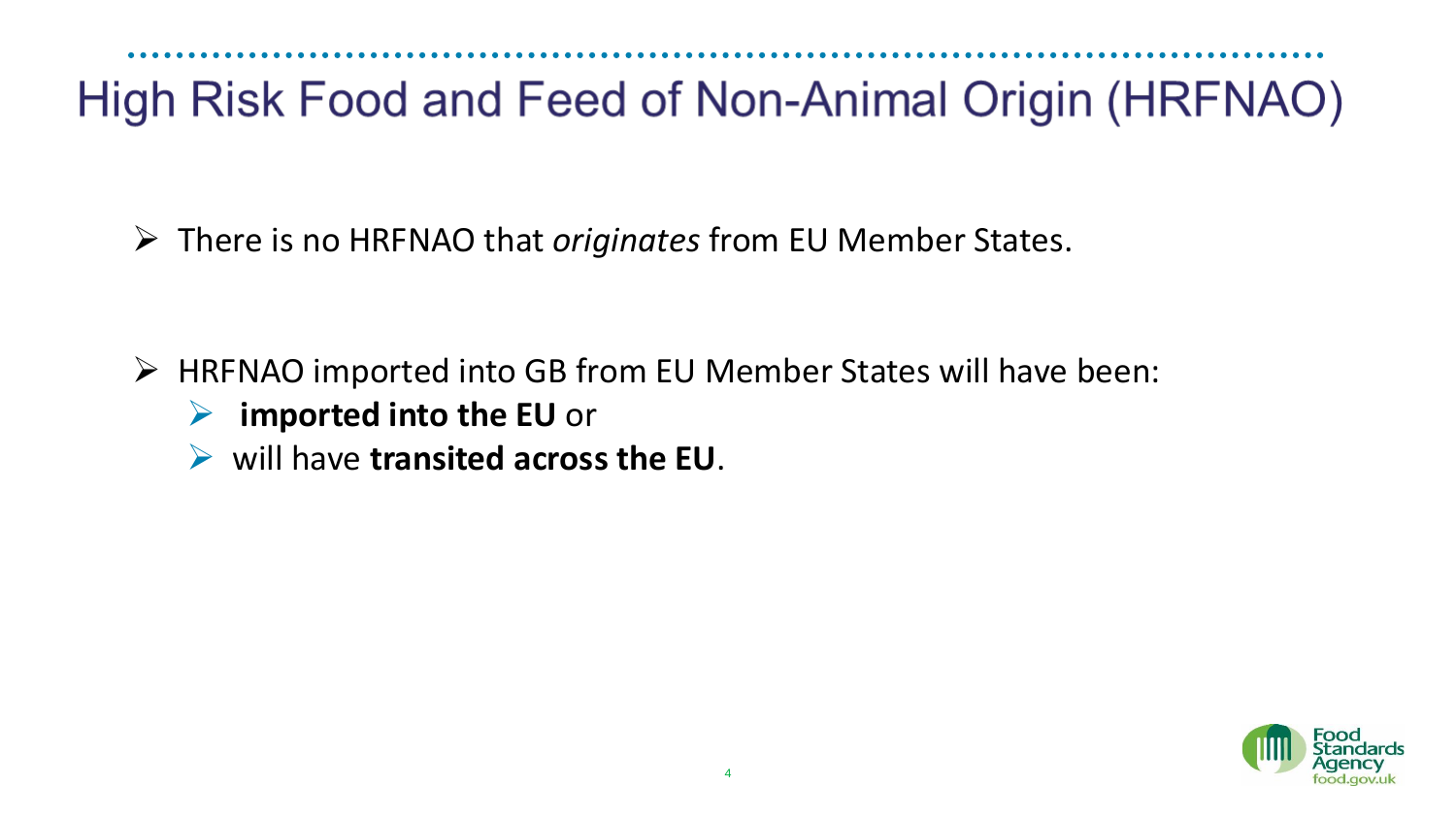# High Risk Food and Feed of Non-Animal Origin (HRFNAO)

- There is no HRFNAO that *originates* from EU Member States.

- HRFNAO imported into GB from EU Member States will have been:
  - **imported into the EU** or
  - will have **transited across the EU**.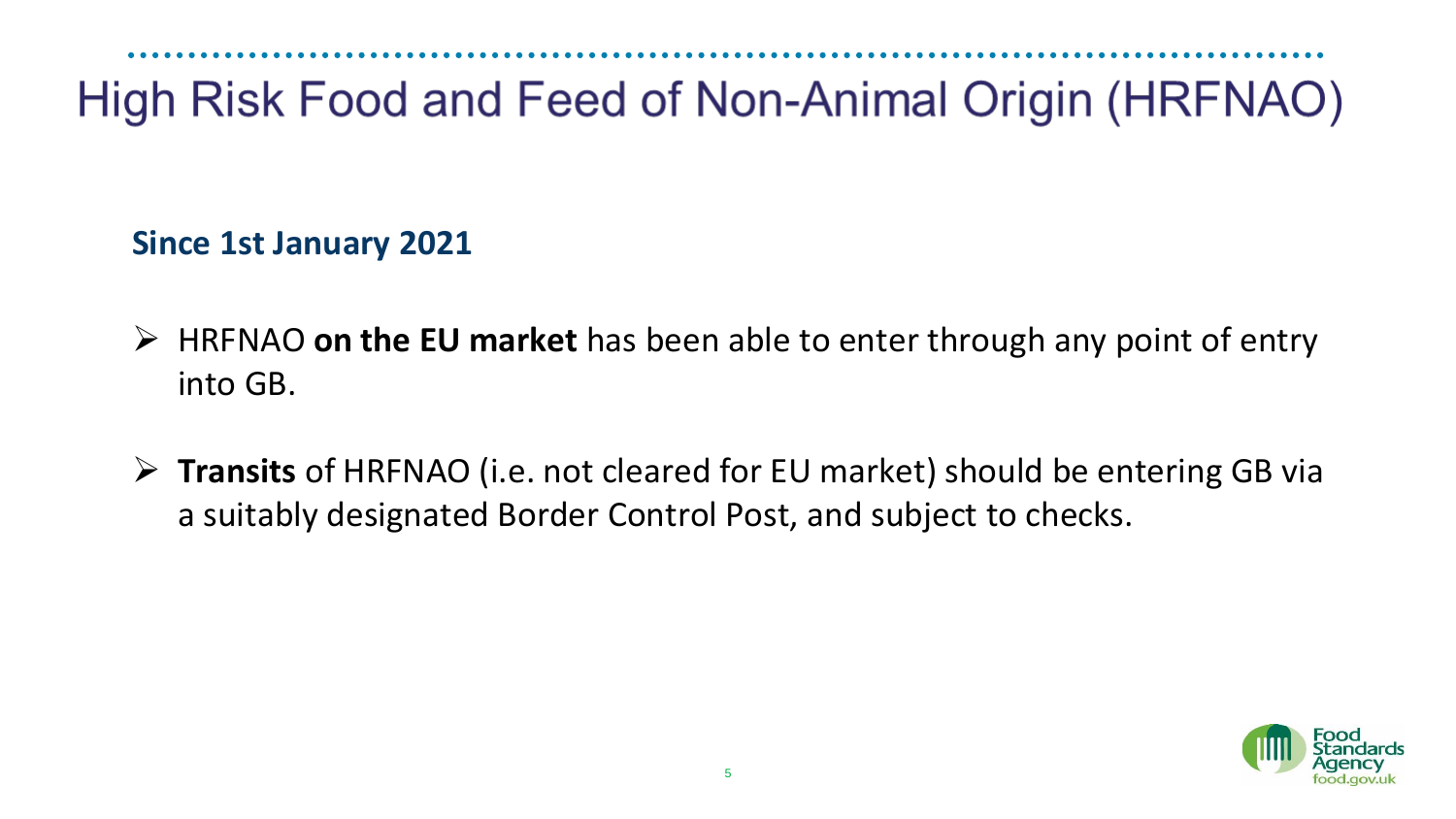# High Risk Food and Feed of Non-Animal Origin (HRFNAO)

**Since 1st January 2021**

- HRFNAO **on the EU market** has been able to enter through any point of entry into GB.
- **Transits** of HRFNAO (i.e. not cleared for EU market) should be entering GB via a suitably designated Border Control Post, and subject to checks.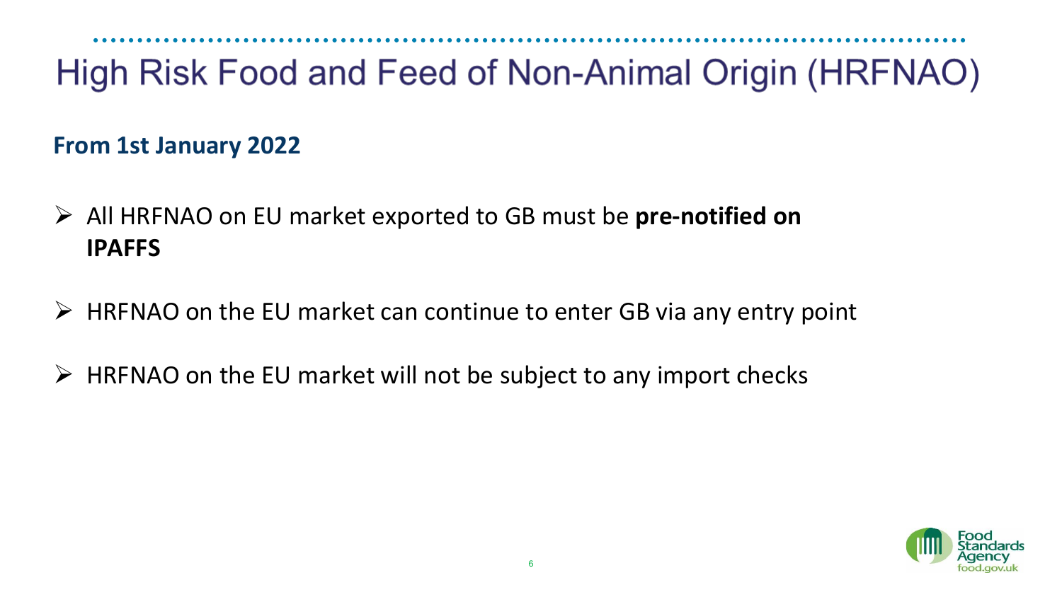# High Risk Food and Feed of Non-Animal Origin (HRFNAO)

**From 1st January 2022**

- All HRFNAO on EU market exported to GB must be **pre-notified on IPAFFS**
- HRFNAO on the EU market can continue to enter GB via any entry point
- HRFNAO on the EU market will not be subject to any import checks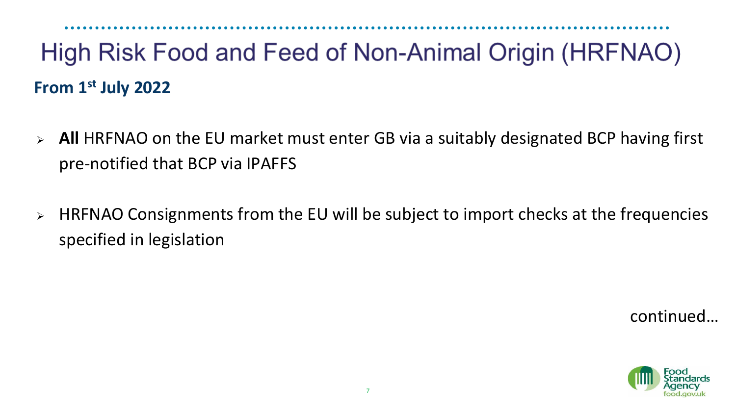# High Risk Food and Feed of Non-Animal Origin (HRFNAO)

**From 1st July 2022**

- **All** HRFNAO on the EU market must enter GB via a suitably designated BCP having first pre-notified that BCP via IPAFFS

- HRFNAO Consignments from the EU will be subject to import checks at the frequencies specified in legislation

continued…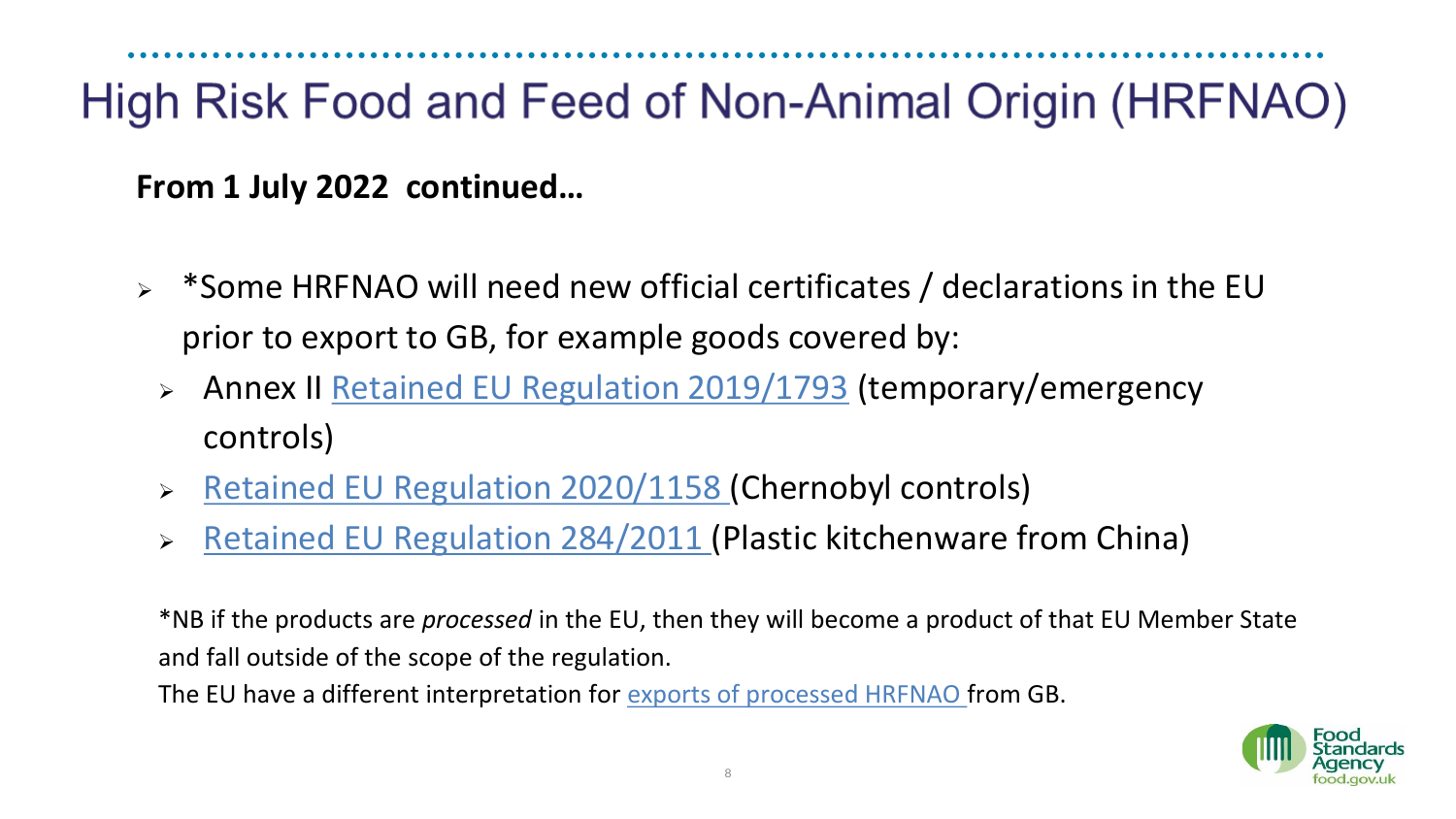# High Risk Food and Feed of Non-Animal Origin (HRFNAO)

**From 1 July 2022 continued…**

- *Some HRFNAO will need new official certificates / declarations in the EU prior to export to GB, for example goods covered by:
  - Annex II Retained EU Regulation 2019/1793 (temporary/emergency controls)
  - Retained EU Regulation 2020/1158 (Chernobyl controls)
  - Retained EU Regulation 284/2011 (Plastic kitchenware from China)

*NB if the products are *processed* in the EU, then they will become a product of that EU Member State and fall outside of the scope of the regulation.
The EU have a different interpretation for exports of processed HRFNAO from GB.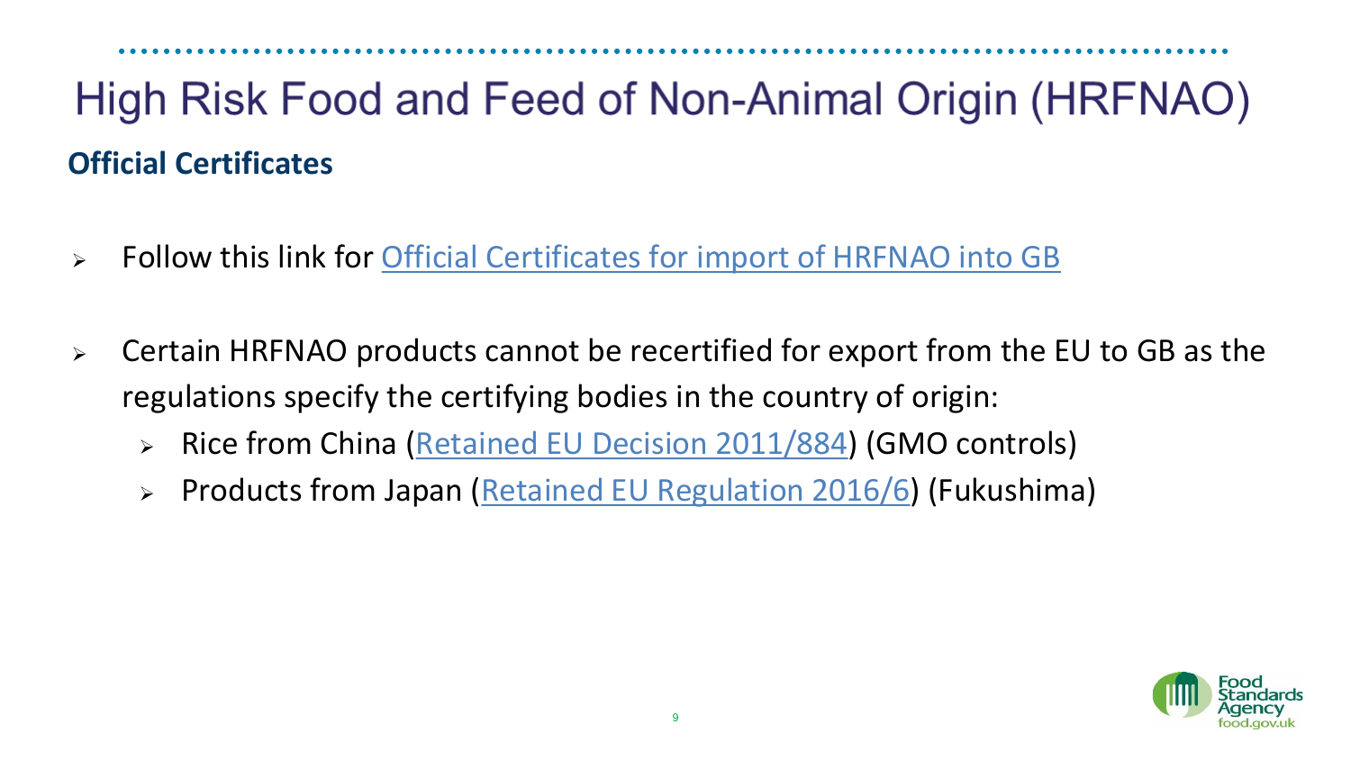# High Risk Food and Feed of Non-Animal Origin (HRFNAO)

## Official Certificates

- Follow this link for Official Certificates for import of HRFNAO into GB
- Certain HRFNAO products cannot be recertified for export from the EU to GB as the regulations specify the certifying bodies in the country of origin:
  - Rice from China (Retained EU Decision 2011/884) (GMO controls)
  - Products from Japan (Retained EU Regulation 2016/6) (Fukushima)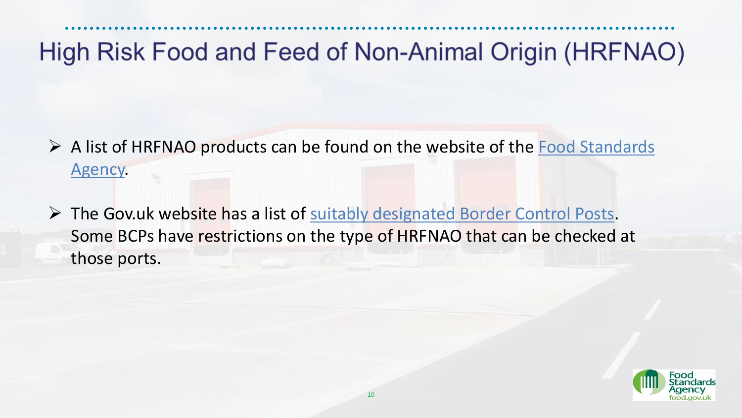# High Risk Food and Feed of Non-Animal Origin (HRFNAO)

- A list of HRFNAO products can be found on the website of the Food Standards Agency.
- The Gov.uk website has a list of suitably designated Border Control Posts. Some BCPs have restrictions on the type of HRFNAO that can be checked at those ports.